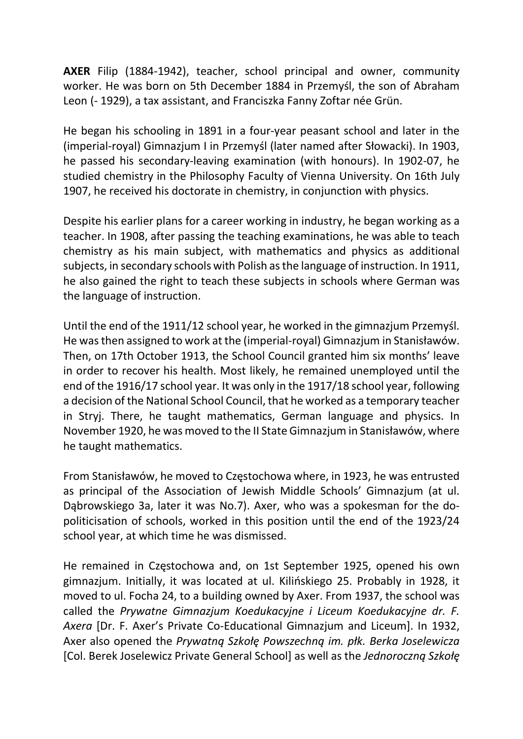**AXER** Filip (1884-1942), teacher, school principal and owner, community worker. He was born on 5th December 1884 in Przemyśl, the son of Abraham Leon (- 1929), a tax assistant, and Franciszka Fanny Zoftar née Grün.

He began his schooling in 1891 in a four-year peasant school and later in the (imperial-royal) Gimnazjum I in Przemyśl (later named after Słowacki). In 1903, he passed his secondary-leaving examination (with honours). In 1902-07, he studied chemistry in the Philosophy Faculty of Vienna University. On 16th July 1907, he received his doctorate in chemistry, in conjunction with physics.

Despite his earlier plans for a career working in industry, he began working as a teacher. In 1908, after passing the teaching examinations, he was able to teach chemistry as his main subject, with mathematics and physics as additional subjects, in secondary schools with Polish as the language of instruction. In 1911, he also gained the right to teach these subjects in schools where German was the language of instruction.

Until the end of the 1911/12 school year, he worked in the gimnazjum Przemyśl. He was then assigned to work at the (imperial-royal) Gimnazjum in Stanisławów. Then, on 17th October 1913, the School Council granted him six months' leave in order to recover his health. Most likely, he remained unemployed until the end of the 1916/17 school year. It was only in the 1917/18 school year, following a decision of the National School Council, that he worked as a temporary teacher in Stryj. There, he taught mathematics, German language and physics. In November 1920, he was moved to the II State Gimnazjum in Stanisławów, where he taught mathematics.

From Stanisławów, he moved to Częstochowa where, in 1923, he was entrusted as principal of the Association of Jewish Middle Schools' Gimnazjum (at ul. Dąbrowskiego 3a, later it was No.7). Axer, who was a spokesman for the do-politicisation of schools, worked in this position until the end of the 1923/24 school year, at which time he was dismissed.

He remained in Częstochowa and, on 1st September 1925, opened his own gimnazjum. Initially, it was located at ul. Kilińskiego 25. Probably in 1928, it moved to ul. Focha 24, to a building owned by Axer. From 1937, the school was called the *Prywatne Gimnazjum Koedukacyjne i Liceum Koedukacyjne dr. F. Axera* [Dr. F. Axer's Private Co-Educational Gimnazjum and Liceum]. In 1932, Axer also opened the *Prywatną Szkołę Powszechną im. płk. Berka Joselewicza* [Col. Berek Joselewicz Private General School] as well as the *Jednoroczną Szkołę*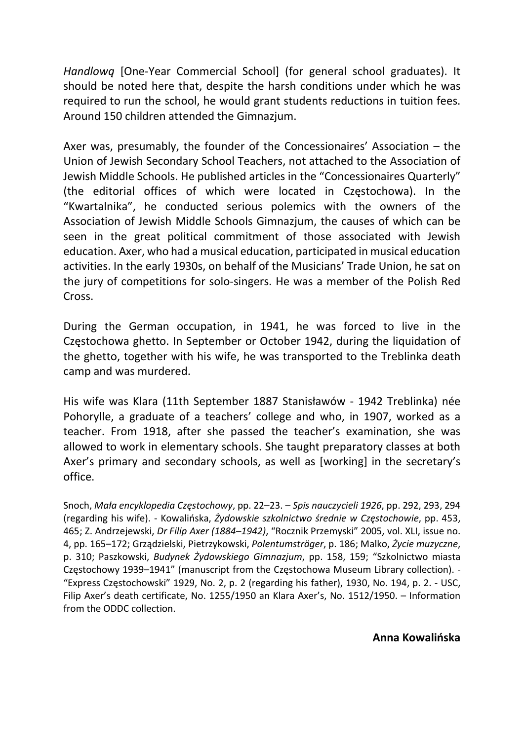*Handlową* [One-Year Commercial School] (for general school graduates). It should be noted here that, despite the harsh conditions under which he was required to run the school, he would grant students reductions in tuition fees. Around 150 children attended the Gimnazjum.

Axer was, presumably, the founder of the Concessionaires' Association – the Union of Jewish Secondary School Teachers, not attached to the Association of Jewish Middle Schools. He published articles in the "Concessionaires Quarterly" (the editorial offices of which were located in Częstochowa). In the "Kwartalnika", he conducted serious polemics with the owners of the Association of Jewish Middle Schools Gimnazjum, the causes of which can be seen in the great political commitment of those associated with Jewish education. Axer, who had a musical education, participated in musical education activities. In the early 1930s, on behalf of the Musicians' Trade Union, he sat on the jury of competitions for solo-singers. He was a member of the Polish Red Cross.

During the German occupation, in 1941, he was forced to live in the Częstochowa ghetto. In September or October 1942, during the liquidation of the ghetto, together with his wife, he was transported to the Treblinka death camp and was murdered.

His wife was Klara (11th September 1887 Stanisławów - 1942 Treblinka) née Pohorylle, a graduate of a teachers' college and who, in 1907, worked as a teacher. From 1918, after she passed the teacher's examination, she was allowed to work in elementary schools. She taught preparatory classes at both Axer's primary and secondary schools, as well as [working] in the secretary's office.

Snoch, *Mała encyklopedia Częstochowy*, pp. 22–23. – *Spis nauczycieli 1926*, pp. 292, 293, 294 (regarding his wife). - Kowalińska, *Żydowskie szkolnictwo średnie w Częstochowie*, pp. 453, 465; Z. Andrzejewski, *Dr Filip Axer (1884–1942)*, "Rocznik Przemyski" 2005, vol. XLI, issue no. 4, pp. 165–172; Grządzielski, Pietrzykowski, *Polentumsträger*, p. 186; Malko, *Życie muzyczne*, p. 310; Paszkowski, *Budynek Żydowskiego Gimnazjum*, pp. 158, 159; "Szkolnictwo miasta Częstochowy 1939–1941" (manuscript from the Częstochowa Museum Library collection). - "Express Częstochowski" 1929, No. 2, p. 2 (regarding his father), 1930, No. 194, p. 2. - USC, Filip Axer's death certificate, No. 1255/1950 an Klara Axer's, No. 1512/1950. – Information from the ODDC collection.

**Anna Kowalińska**